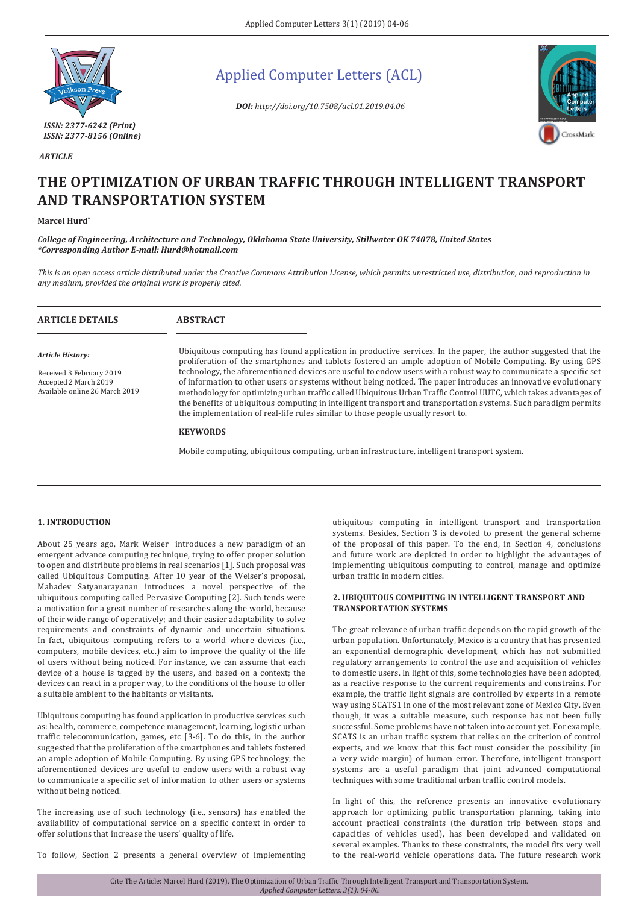Applied Computer Letters (ACL)

*ISSN: 2377-6242 (Print)*
*ISSN: 2377-8156 (Online)*

***DOI:*** *http://doi.org/10.7508/acl.01.2019.04.06*

*ARTICLE*

# THE OPTIMIZATION OF URBAN TRAFFIC THROUGH INTELLIGENT TRANSPORT AND TRANSPORTATION SYSTEM

**Marcel Hurd***

***College of Engineering, Architecture and Technology, Oklahoma State University, Stillwater OK 74078, United States***
***\*Corresponding Author E-mail: Hurd@hotmail.com***

*This is an open access article distributed under the Creative Commons Attribution License, which permits unrestricted use, distribution, and reproduction in any medium, provided the original work is properly cited.*

**ARTICLE DETAILS**

*Article History:*

Received 3 February 2019
Accepted 2 March 2019
Available online 26 March 2019

**ABSTRACT**

Ubiquitous computing has found application in productive services. In the paper, the author suggested that the proliferation of the smartphones and tablets fostered an ample adoption of Mobile Computing. By using GPS technology, the aforementioned devices are useful to endow users with a robust way to communicate a specific set of information to other users or systems without being noticed. The paper introduces an innovative evolutionary methodology for optimizing urban traffic called Ubiquitous Urban Traffic Control UUTC, which takes advantages of the benefits of ubiquitous computing in intelligent transport and transportation systems. Such paradigm permits the implementation of real-life rules similar to those people usually resort to.

**KEYWORDS**

Mobile computing, ubiquitous computing, urban infrastructure, intelligent transport system.

## 1. INTRODUCTION

About 25 years ago, Mark Weiser introduces a new paradigm of an emergent advance computing technique, trying to offer proper solution to open and distribute problems in real scenarios [1]. Such proposal was called Ubiquitous Computing. After 10 year of the Weiser's proposal, Mahadev Satyanarayanan introduces a novel perspective of the ubiquitous computing called Pervasive Computing [2]. Such tends were a motivation for a great number of researches along the world, because of their wide range of operatively; and their easier adaptability to solve requirements and constraints of dynamic and uncertain situations. In fact, ubiquitous computing refers to a world where devices (i.e., computers, mobile devices, etc.) aim to improve the quality of the life of users without being noticed. For instance, we can assume that each device of a house is tagged by the users, and based on a context; the devices can react in a proper way, to the conditions of the house to offer a suitable ambient to the habitants or visitants.

Ubiquitous computing has found application in productive services such as: health, commerce, competence management, learning, logistic urban traffic telecommunication, games, etc [3-6]. To do this, in the author suggested that the proliferation of the smartphones and tablets fostered an ample adoption of Mobile Computing. By using GPS technology, the aforementioned devices are useful to endow users with a robust way to communicate a specific set of information to other users or systems without being noticed.

The increasing use of such technology (i.e., sensors) has enabled the availability of computational service on a specific context in order to offer solutions that increase the users' quality of life.

To follow, Section 2 presents a general overview of implementing ubiquitous computing in intelligent transport and transportation systems. Besides, Section 3 is devoted to present the general scheme of the proposal of this paper. To the end, in Section 4, conclusions and future work are depicted in order to highlight the advantages of implementing ubiquitous computing to control, manage and optimize urban traffic in modern cities.

## 2. UBIQUITOUS COMPUTING IN INTELLIGENT TRANSPORT AND TRANSPORTATION SYSTEMS

The great relevance of urban traffic depends on the rapid growth of the urban population. Unfortunately, Mexico is a country that has presented an exponential demographic development, which has not submitted regulatory arrangements to control the use and acquisition of vehicles to domestic users. In light of this, some technologies have been adopted, as a reactive response to the current requirements and constrains. For example, the traffic light signals are controlled by experts in a remote way using SCATS1 in one of the most relevant zone of Mexico City. Even though, it was a suitable measure, such response has not been fully successful. Some problems have not taken into account yet. For example, SCATS is an urban traffic system that relies on the criterion of control experts, and we know that this fact must consider the possibility (in a very wide margin) of human error. Therefore, intelligent transport systems are a useful paradigm that joint advanced computational techniques with some traditional urban traffic control models.

In light of this, the reference presents an innovative evolutionary approach for optimizing public transportation planning, taking into account practical constraints (the duration trip between stops and capacities of vehicles used), has been developed and validated on several examples. Thanks to these constraints, the model fits very well to the real-world vehicle operations data. The future research work

Cite The Article: Marcel Hurd (2019). The Optimization of Urban Traffic Through Intelligent Transport and Transportation System. *Applied Computer Letters, 3(1): 04-06.*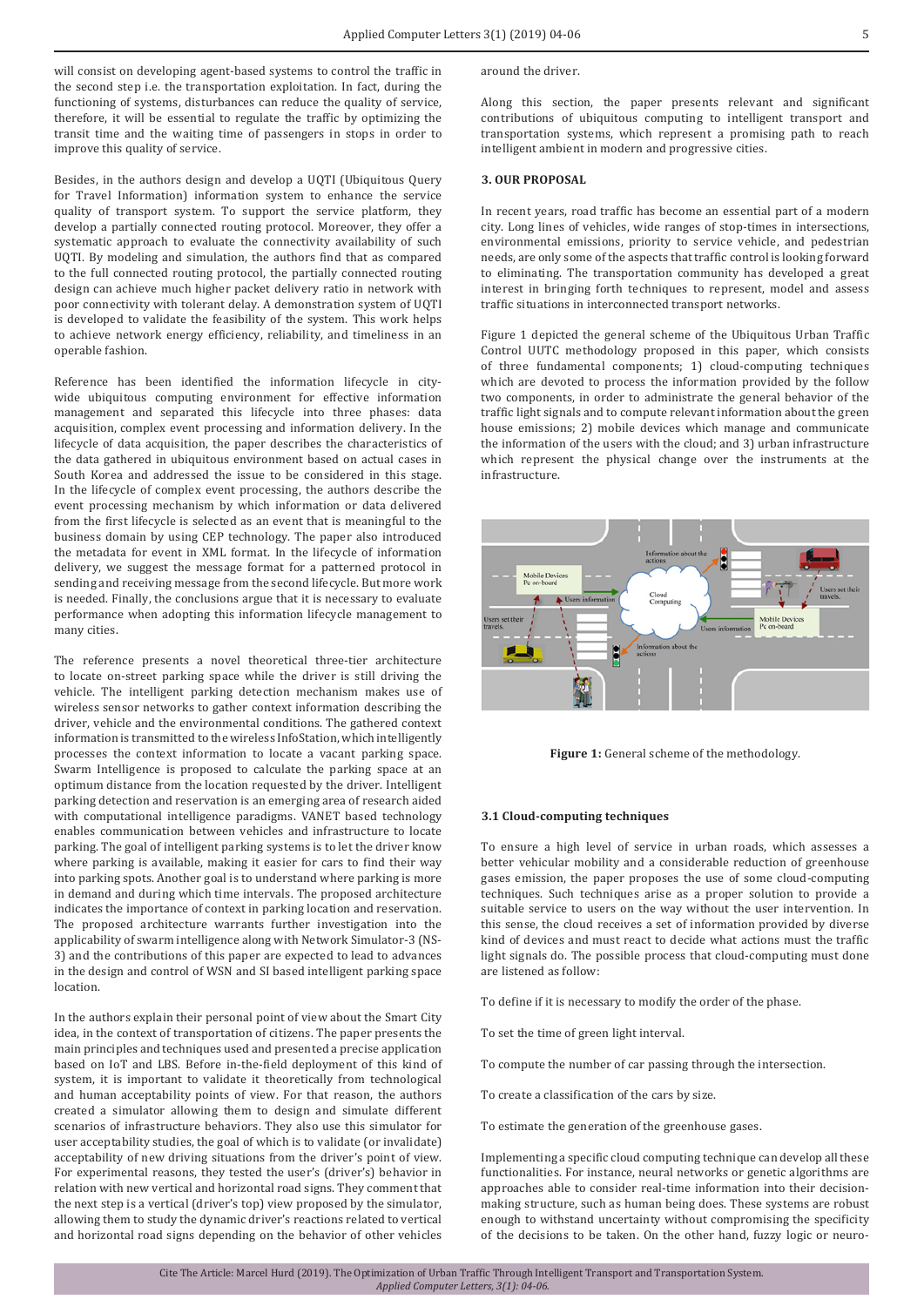will consist on developing agent-based systems to control the traffic in the second step i.e. the transportation exploitation. In fact, during the functioning of systems, disturbances can reduce the quality of service, therefore, it will be essential to regulate the traffic by optimizing the transit time and the waiting time of passengers in stops in order to improve this quality of service.

Besides, in the authors design and develop a UQTI (Ubiquitous Query for Travel Information) information system to enhance the service quality of transport system. To support the service platform, they develop a partially connected routing protocol. Moreover, they offer a systematic approach to evaluate the connectivity availability of such UQTI. By modeling and simulation, the authors find that as compared to the full connected routing protocol, the partially connected routing design can achieve much higher packet delivery ratio in network with poor connectivity with tolerant delay. A demonstration system of UQTI is developed to validate the feasibility of the system. This work helps to achieve network energy efficiency, reliability, and timeliness in an operable fashion.

Reference has been identified the information lifecycle in city-wide ubiquitous computing environment for effective information management and separated this lifecycle into three phases: data acquisition, complex event processing and information delivery. In the lifecycle of data acquisition, the paper describes the characteristics of the data gathered in ubiquitous environment based on actual cases in South Korea and addressed the issue to be considered in this stage. In the lifecycle of complex event processing, the authors describe the event processing mechanism by which information or data delivered from the first lifecycle is selected as an event that is meaningful to the business domain by using CEP technology. The paper also introduced the metadata for event in XML format. In the lifecycle of information delivery, we suggest the message format for a patterned protocol in sending and receiving message from the second lifecycle. But more work is needed. Finally, the conclusions argue that it is necessary to evaluate performance when adopting this information lifecycle management to many cities.

The reference presents a novel theoretical three-tier architecture to locate on-street parking space while the driver is still driving the vehicle. The intelligent parking detection mechanism makes use of wireless sensor networks to gather context information describing the driver, vehicle and the environmental conditions. The gathered context information is transmitted to the wireless InfoStation, which intelligently processes the context information to locate a vacant parking space. Swarm Intelligence is proposed to calculate the parking space at an optimum distance from the location requested by the driver. Intelligent parking detection and reservation is an emerging area of research aided with computational intelligence paradigms. VANET based technology enables communication between vehicles and infrastructure to locate parking. The goal of intelligent parking systems is to let the driver know where parking is available, making it easier for cars to find their way into parking spots. Another goal is to understand where parking is more in demand and during which time intervals. The proposed architecture indicates the importance of context in parking location and reservation. The proposed architecture warrants further investigation into the applicability of swarm intelligence along with Network Simulator-3 (NS-3) and the contributions of this paper are expected to lead to advances in the design and control of WSN and SI based intelligent parking space location.

In the authors explain their personal point of view about the Smart City idea, in the context of transportation of citizens. The paper presents the main principles and techniques used and presented a precise application based on IoT and LBS. Before in-the-field deployment of this kind of system, it is important to validate it theoretically from technological and human acceptability points of view. For that reason, the authors created a simulator allowing them to design and simulate different scenarios of infrastructure behaviors. They also use this simulator for user acceptability studies, the goal of which is to validate (or invalidate) acceptability of new driving situations from the driver's point of view. For experimental reasons, they tested the user's (driver's) behavior in relation with new vertical and horizontal road signs. They comment that the next step is a vertical (driver's top) view proposed by the simulator, allowing them to study the dynamic driver's reactions related to vertical and horizontal road signs depending on the behavior of other vehicles around the driver.

Along this section, the paper presents relevant and significant contributions of ubiquitous computing to intelligent transport and transportation systems, which represent a promising path to reach intelligent ambient in modern and progressive cities.

### 3. OUR PROPOSAL

In recent years, road traffic has become an essential part of a modern city. Long lines of vehicles, wide ranges of stop-times in intersections, environmental emissions, priority to service vehicle, and pedestrian needs, are only some of the aspects that traffic control is looking forward to eliminating. The transportation community has developed a great interest in bringing forth techniques to represent, model and assess traffic situations in interconnected transport networks.

Figure 1 depicted the general scheme of the Ubiquitous Urban Traffic Control UUTC methodology proposed in this paper, which consists of three fundamental components; 1) cloud-computing techniques which are devoted to process the information provided by the follow two components, in order to administrate the general behavior of the traffic light signals and to compute relevant information about the green house emissions; 2) mobile devices which manage and communicate the information of the users with the cloud; and 3) urban infrastructure which represent the physical change over the instruments at the infrastructure.

**Figure 1:** General scheme of the methodology.

#### 3.1 Cloud-computing techniques

To ensure a high level of service in urban roads, which assesses a better vehicular mobility and a considerable reduction of greenhouse gases emission, the paper proposes the use of some cloud-computing techniques. Such techniques arise as a proper solution to provide a suitable service to users on the way without the user intervention. In this sense, the cloud receives a set of information provided by diverse kind of devices and must react to decide what actions must the traffic light signals do. The possible process that cloud-computing must done are listened as follow:

To define if it is necessary to modify the order of the phase.

To set the time of green light interval.

To compute the number of car passing through the intersection.

To create a classification of the cars by size.

To estimate the generation of the greenhouse gases.

Implementing a specific cloud computing technique can develop all these functionalities. For instance, neural networks or genetic algorithms are approaches able to consider real-time information into their decision-making structure, such as human being does. These systems are robust enough to withstand uncertainty without compromising the specificity of the decisions to be taken. On the other hand, fuzzy logic or neuro-

Cite The Article: Marcel Hurd (2019). The Optimization of Urban Traffic Through Intelligent Transport and Transportation System. *Applied Computer Letters, 3(1): 04-06.*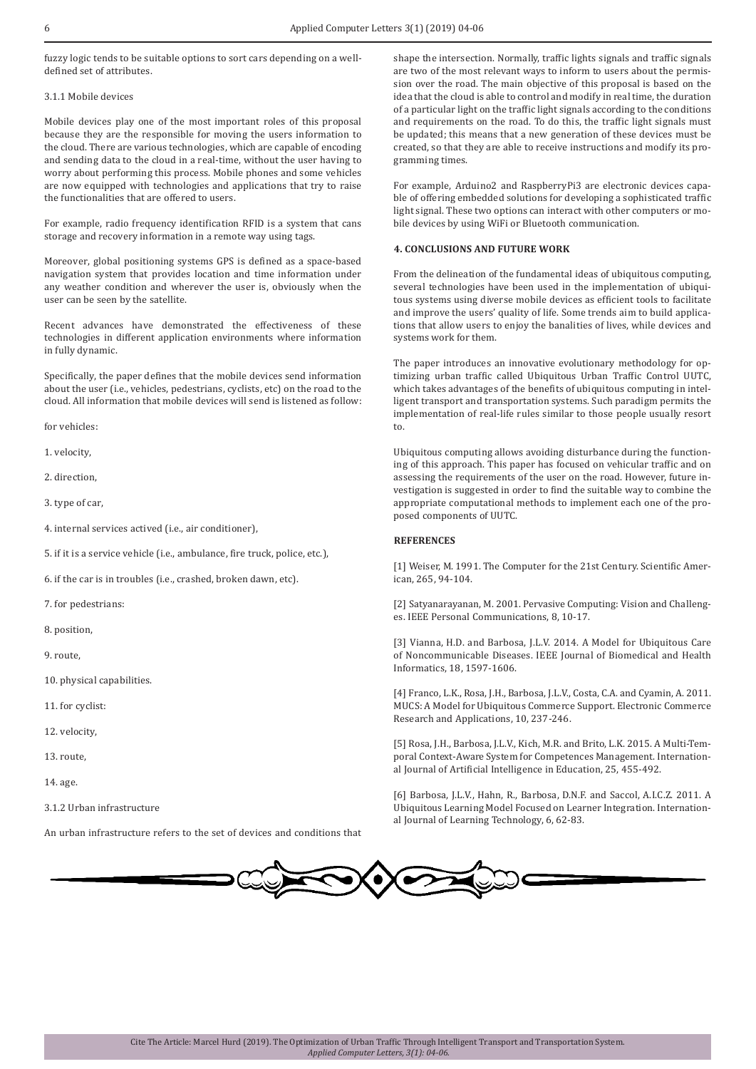fuzzy logic tends to be suitable options to sort cars depending on a well-defined set of attributes.

3.1.1 Mobile devices

Mobile devices play one of the most important roles of this proposal because they are the responsible for moving the users information to the cloud. There are various technologies, which are capable of encoding and sending data to the cloud in a real-time, without the user having to worry about performing this process. Mobile phones and some vehicles are now equipped with technologies and applications that try to raise the functionalities that are offered to users.

For example, radio frequency identification RFID is a system that cans storage and recovery information in a remote way using tags.

Moreover, global positioning systems GPS is defined as a space-based navigation system that provides location and time information under any weather condition and wherever the user is, obviously when the user can be seen by the satellite.

Recent advances have demonstrated the effectiveness of these technologies in different application environments where information in fully dynamic.

Specifically, the paper defines that the mobile devices send information about the user (i.e., vehicles, pedestrians, cyclists, etc) on the road to the cloud. All information that mobile devices will send is listened as follow:

for vehicles:

1. velocity,
2. direction,
3. type of car,
4. internal services actived (i.e., air conditioner),
5. if it is a service vehicle (i.e., ambulance, fire truck, police, etc.),
6. if the car is in troubles (i.e., crashed, broken dawn, etc).
7. for pedestrians:
8. position,
9. route,
10. physical capabilities.
11. for cyclist:
12. velocity,
13. route,
14. age.

3.1.2 Urban infrastructure

An urban infrastructure refers to the set of devices and conditions that shape the intersection. Normally, traffic lights signals and traffic signals are two of the most relevant ways to inform to users about the permission over the road. The main objective of this proposal is based on the idea that the cloud is able to control and modify in real time, the duration of a particular light on the traffic light signals according to the conditions and requirements on the road. To do this, the traffic light signals must be updated; this means that a new generation of these devices must be created, so that they are able to receive instructions and modify its programming times.

For example, Arduino2 and RaspberryPi3 are electronic devices capable of offering embedded solutions for developing a sophisticated traffic light signal. These two options can interact with other computers or mobile devices by using WiFi or Bluetooth communication.

## 4. CONCLUSIONS AND FUTURE WORK

From the delineation of the fundamental ideas of ubiquitous computing, several technologies have been used in the implementation of ubiquitous systems using diverse mobile devices as efficient tools to facilitate and improve the users' quality of life. Some trends aim to build applications that allow users to enjoy the banalities of lives, while devices and systems work for them.

The paper introduces an innovative evolutionary methodology for optimizing urban traffic called Ubiquitous Urban Traffic Control UUTC, which takes advantages of the benefits of ubiquitous computing in intelligent transport and transportation systems. Such paradigm permits the implementation of real-life rules similar to those people usually resort to.

Ubiquitous computing allows avoiding disturbance during the functioning of this approach. This paper has focused on vehicular traffic and on assessing the requirements of the user on the road. However, future investigation is suggested in order to find the suitable way to combine the appropriate computational methods to implement each one of the proposed components of UUTC.

## REFERENCES

[1] Weiser, M. 1991. The Computer for the 21st Century. Scientific American, 265, 94-104.

[2] Satyanarayanan, M. 2001. Pervasive Computing: Vision and Challenges. IEEE Personal Communications, 8, 10-17.

[3] Vianna, H.D. and Barbosa, J.L.V. 2014. A Model for Ubiquitous Care of Noncommunicable Diseases. IEEE Journal of Biomedical and Health Informatics, 18, 1597-1606.

[4] Franco, L.K., Rosa, J.H., Barbosa, J.L.V., Costa, C.A. and Cyamin, A. 2011. MUCS: A Model for Ubiquitous Commerce Support. Electronic Commerce Research and Applications, 10, 237-246.

[5] Rosa, J.H., Barbosa, J.L.V., Kich, M.R. and Brito, L.K. 2015. A Multi-Temporal Context-Aware System for Competences Management. International Journal of Artificial Intelligence in Education, 25, 455-492.

[6] Barbosa, J.L.V., Hahn, R., Barbosa, D.N.F. and Saccol, A.I.C.Z. 2011. A Ubiquitous Learning Model Focused on Learner Integration. International Journal of Learning Technology, 6, 62-83.